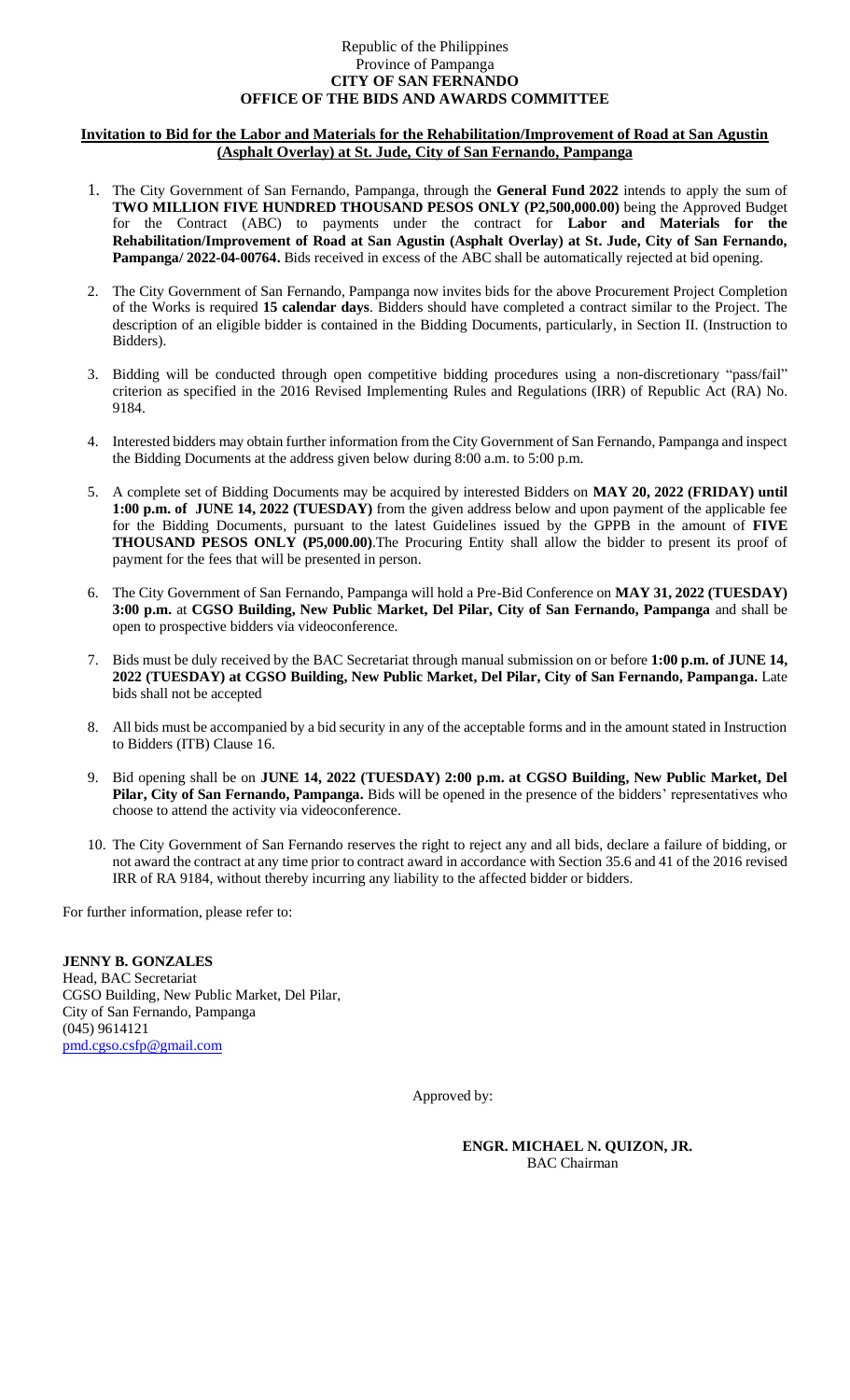Republic of the Philippines
Province of Pampanga
**CITY OF SAN FERNANDO**
**OFFICE OF THE BIDS AND AWARDS COMMITTEE**

**Invitation to Bid for the Labor and Materials for the Rehabilitation/Improvement of Road at San Agustin (Asphalt Overlay) at St. Jude, City of San Fernando, Pampanga**

1. The City Government of San Fernando, Pampanga, through the **General Fund 2022** intends to apply the sum of **TWO MILLION FIVE HUNDRED THOUSAND PESOS ONLY (P2,500,000.00)** being the Approved Budget for the Contract (ABC) to payments under the contract for **Labor and Materials for the Rehabilitation/Improvement of Road at San Agustin (Asphalt Overlay) at St. Jude, City of San Fernando, Pampanga/ 2022-04-00764.** Bids received in excess of the ABC shall be automatically rejected at bid opening.

2. The City Government of San Fernando, Pampanga now invites bids for the above Procurement Project Completion of the Works is required **15 calendar days**. Bidders should have completed a contract similar to the Project. The description of an eligible bidder is contained in the Bidding Documents, particularly, in Section II. (Instruction to Bidders).

3. Bidding will be conducted through open competitive bidding procedures using a non-discretionary "pass/fail" criterion as specified in the 2016 Revised Implementing Rules and Regulations (IRR) of Republic Act (RA) No. 9184.

4. Interested bidders may obtain further information from the City Government of San Fernando, Pampanga and inspect the Bidding Documents at the address given below during 8:00 a.m. to 5:00 p.m.

5. A complete set of Bidding Documents may be acquired by interested Bidders on **MAY 20, 2022 (FRIDAY) until 1:00 p.m. of JUNE 14, 2022 (TUESDAY)** from the given address below and upon payment of the applicable fee for the Bidding Documents, pursuant to the latest Guidelines issued by the GPPB in the amount of **FIVE THOUSAND PESOS ONLY (P5,000.00)**.The Procuring Entity shall allow the bidder to present its proof of payment for the fees that will be presented in person.

6. The City Government of San Fernando, Pampanga will hold a Pre-Bid Conference on **MAY 31, 2022 (TUESDAY) 3:00 p.m.** at **CGSO Building, New Public Market, Del Pilar, City of San Fernando, Pampanga** and shall be open to prospective bidders via videoconference.

7. Bids must be duly received by the BAC Secretariat through manual submission on or before **1:00 p.m. of JUNE 14, 2022 (TUESDAY) at CGSO Building, New Public Market, Del Pilar, City of San Fernando, Pampanga.** Late bids shall not be accepted

8. All bids must be accompanied by a bid security in any of the acceptable forms and in the amount stated in Instruction to Bidders (ITB) Clause 16.

9. Bid opening shall be on **JUNE 14, 2022 (TUESDAY) 2:00 p.m. at CGSO Building, New Public Market, Del Pilar, City of San Fernando, Pampanga.** Bids will be opened in the presence of the bidders' representatives who choose to attend the activity via videoconference.

10. The City Government of San Fernando reserves the right to reject any and all bids, declare a failure of bidding, or not award the contract at any time prior to contract award in accordance with Section 35.6 and 41 of the 2016 revised IRR of RA 9184, without thereby incurring any liability to the affected bidder or bidders.

For further information, please refer to:

**JENNY B. GONZALES**
Head, BAC Secretariat
CGSO Building, New Public Market, Del Pilar,
City of San Fernando, Pampanga
(045) 9614121
pmd.cgso.csfp@gmail.com

Approved by:

**ENGR. MICHAEL N. QUIZON, JR.**
BAC Chairman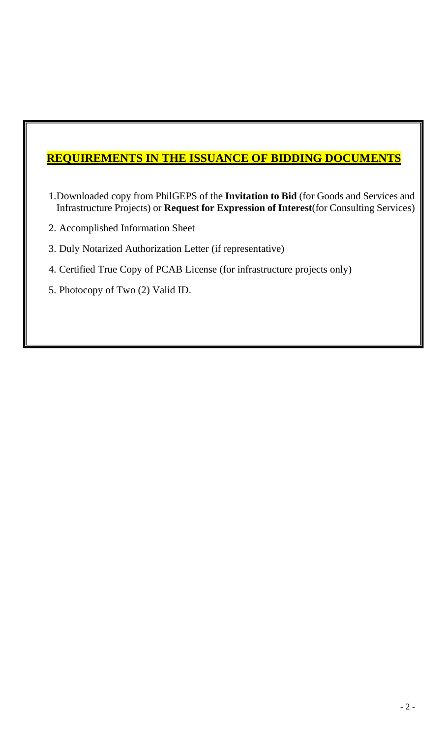## REQUIREMENTS IN THE ISSUANCE OF BIDDING DOCUMENTS

1. Downloaded copy from PhilGEPS of the **Invitation to Bid** (for Goods and Services and Infrastructure Projects) or **Request for Expression of Interest**(for Consulting Services)
2. Accomplished Information Sheet
3. Duly Notarized Authorization Letter (if representative)
4. Certified True Copy of PCAB License (for infrastructure projects only)
5. Photocopy of Two (2) Valid ID.